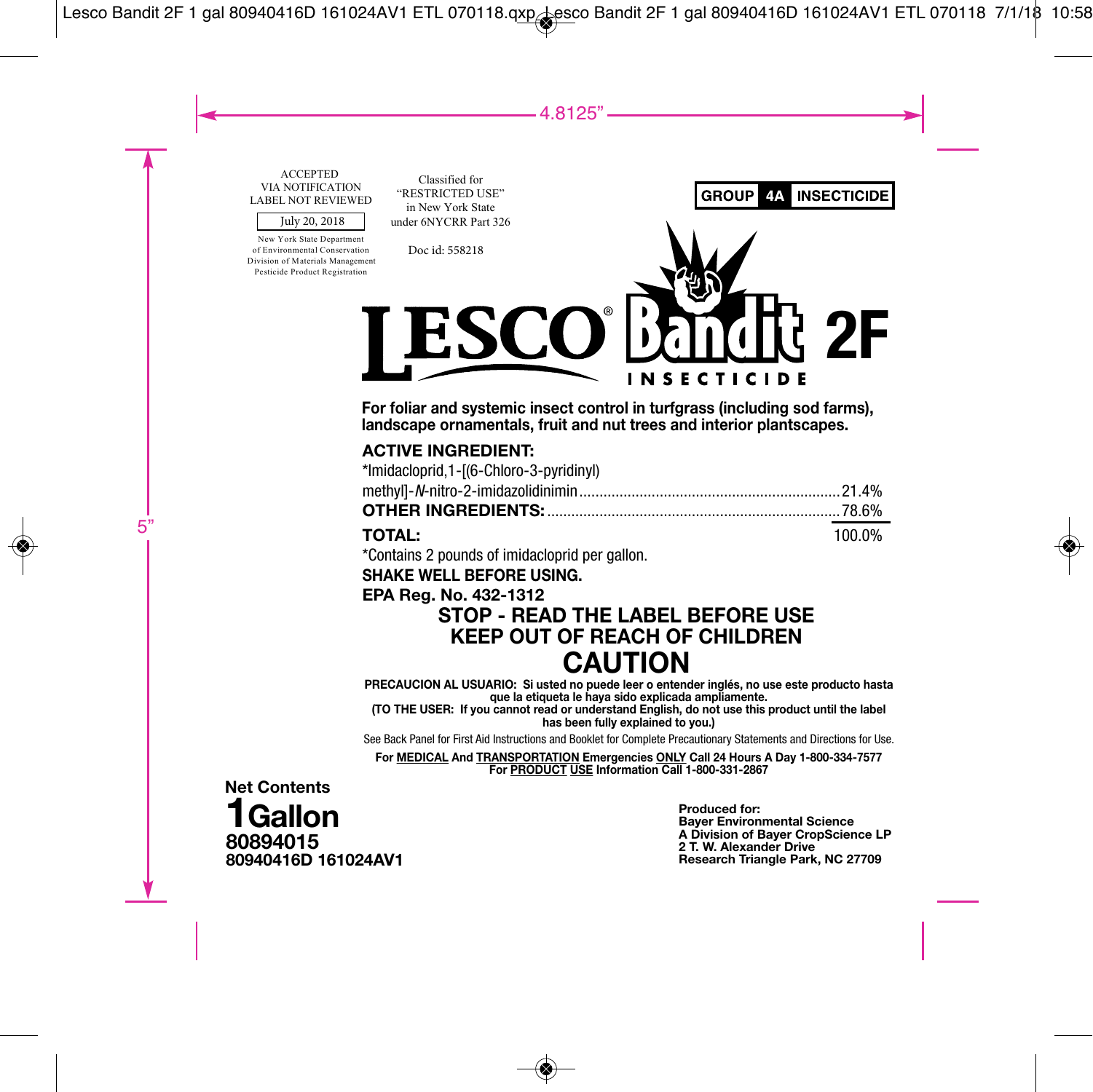ACCEPTED
VIA NOTIFICATION
LABEL NOT REVIEWED

July 20, 2018

New York State Department
of Environmental Conservation
Division of Materials Management
Pesticide Product Registration

Classified for
"RESTRICTED USE"
in New York State
under 6NYCRR Part 326

Doc id: 558218

**GROUP 4A INSECTICIDE**

# LESCO® Bandit 2F

**INSECTICIDE**

**For foliar and systemic insect control in turfgrass (including sod farms), landscape ornamentals, fruit and nut trees and interior plantscapes.**

**ACTIVE INGREDIENT:**

| | |
|---|---|
| *Imidacloprid,1-[(6-Chloro-3-pyridinyl) methyl]-*N*-nitro-2-imidazolidinimin | 21.4% |
| **OTHER INGREDIENTS:** | 78.6% |
| **TOTAL:** | 100.0% |

*Contains 2 pounds of imidacloprid per gallon.

**SHAKE WELL BEFORE USING.**

**EPA Reg. No. 432-1312**

## STOP - READ THE LABEL BEFORE USE
## KEEP OUT OF REACH OF CHILDREN
# CAUTION

**PRECAUCION AL USUARIO: Si usted no puede leer o entender inglés, no use este producto hasta que la etiqueta le haya sido explicada ampliamente.**
**(TO THE USER: If you cannot read or understand English, do not use this product until the label has been fully explained to you.)**

See Back Panel for First Aid Instructions and Booklet for Complete Precautionary Statements and Directions for Use.

**For MEDICAL And TRANSPORTATION Emergencies ONLY Call 24 Hours A Day 1-800-334-7577**
**For PRODUCT USE Information Call 1-800-331-2867**

**Net Contents**
**1 Gallon**
**80894015**
**80940416D 161024AV1**

**Produced for:**
**Bayer Environmental Science**
**A Division of Bayer CropScience LP**
**2 T. W. Alexander Drive**
**Research Triangle Park, NC 27709**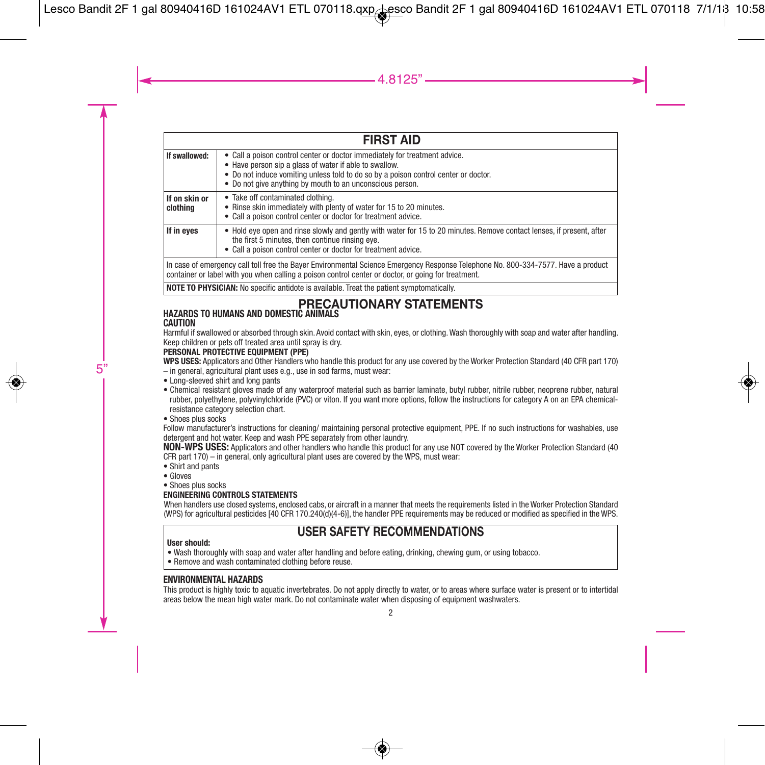## FIRST AID

| | |
|---|---|
| **If swallowed:** | • Call a poison control center or doctor immediately for treatment advice.<br>• Have person sip a glass of water if able to swallow.<br>• Do not induce vomiting unless told to do so by a poison control center or doctor.<br>• Do not give anything by mouth to an unconscious person. |
| **If on skin or clothing** | • Take off contaminated clothing.<br>• Rinse skin immediately with plenty of water for 15 to 20 minutes.<br>• Call a poison control center or doctor for treatment advice. |
| **If in eyes** | • Hold eye open and rinse slowly and gently with water for 15 to 20 minutes. Remove contact lenses, if present, after the first 5 minutes, then continue rinsing eye.<br>• Call a poison control center or doctor for treatment advice. |

In case of emergency call toll free the Bayer Environmental Science Emergency Response Telephone No. 800-334-7577. Have a product container or label with you when calling a poison control center or doctor, or going for treatment.

**NOTE TO PHYSICIAN:** No specific antidote is available. Treat the patient symptomatically.

## PRECAUTIONARY STATEMENTS

### HAZARDS TO HUMANS AND DOMESTIC ANIMALS

**CAUTION**

Harmful if swallowed or absorbed through skin. Avoid contact with skin, eyes, or clothing. Wash thoroughly with soap and water after handling. Keep children or pets off treated area until spray is dry.

**PERSONAL PROTECTIVE EQUIPMENT (PPE)**

**WPS USES:** Applicators and Other Handlers who handle this product for any use covered by the Worker Protection Standard (40 CFR part 170) – in general, agricultural plant uses e.g., use in sod farms, must wear:

- Long-sleeved shirt and long pants
- Chemical resistant gloves made of any waterproof material such as barrier laminate, butyl rubber, nitrile rubber, neoprene rubber, natural rubber, polyethylene, polyvinylchloride (PVC) or viton. If you want more options, follow the instructions for category A on an EPA chemical-resistance category selection chart.
- Shoes plus socks

Follow manufacturer's instructions for cleaning/ maintaining personal protective equipment, PPE. If no such instructions for washables, use detergent and hot water. Keep and wash PPE separately from other laundry.

**NON-WPS USES:** Applicators and other handlers who handle this product for any use NOT covered by the Worker Protection Standard (40 CFR part 170) – in general, only agricultural plant uses are covered by the WPS, must wear:

- Shirt and pants
- Gloves
- Shoes plus socks

**ENGINEERING CONTROLS STATEMENTS**

When handlers use closed systems, enclosed cabs, or aircraft in a manner that meets the requirements listed in the Worker Protection Standard (WPS) for agricultural pesticides [40 CFR 170.240(d)(4-6)], the handler PPE requirements may be reduced or modified as specified in the WPS.

## USER SAFETY RECOMMENDATIONS

**User should:**

- Wash thoroughly with soap and water after handling and before eating, drinking, chewing gum, or using tobacco.
- Remove and wash contaminated clothing before reuse.

### ENVIRONMENTAL HAZARDS

This product is highly toxic to aquatic invertebrates. Do not apply directly to water, or to areas where surface water is present or to intertidal areas below the mean high water mark. Do not contaminate water when disposing of equipment washwaters.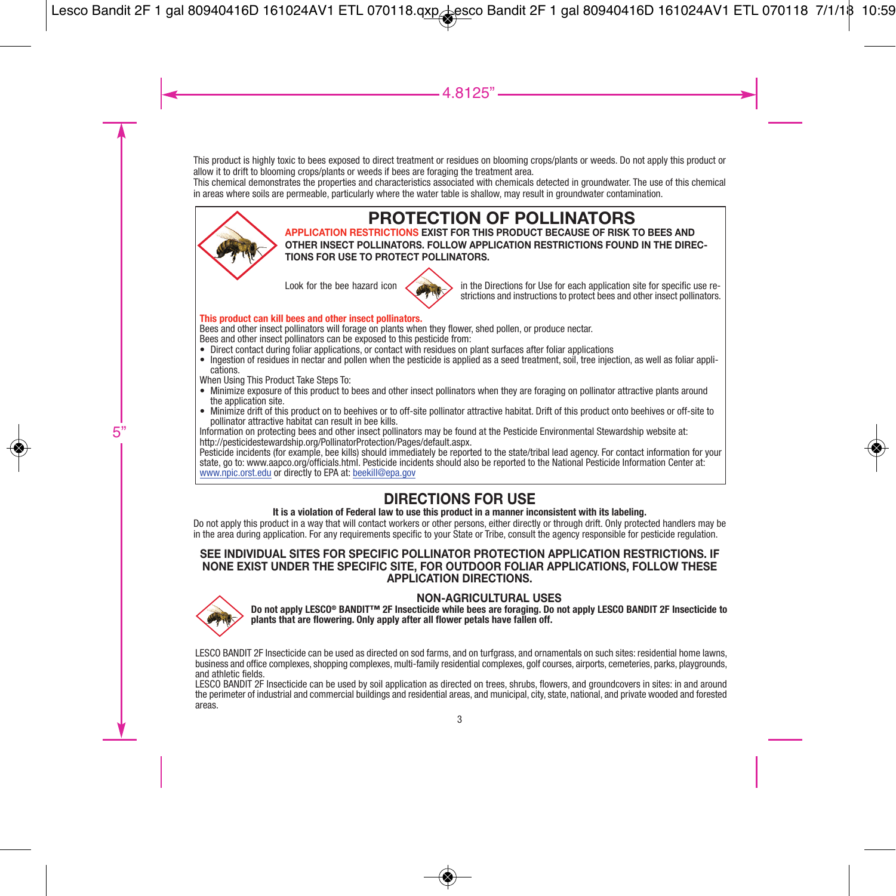This product is highly toxic to bees exposed to direct treatment or residues on blooming crops/plants or weeds. Do not apply this product or allow it to drift to blooming crops/plants or weeds if bees are foraging the treatment area.

This chemical demonstrates the properties and characteristics associated with chemicals detected in groundwater. The use of this chemical in areas where soils are permeable, particularly where the water table is shallow, may result in groundwater contamination.

## PROTECTION OF POLLINATORS

**APPLICATION RESTRICTIONS EXIST FOR THIS PRODUCT BECAUSE OF RISK TO BEES AND OTHER INSECT POLLINATORS. FOLLOW APPLICATION RESTRICTIONS FOUND IN THE DIRECTIONS FOR USE TO PROTECT POLLINATORS.**

Look for the bee hazard icon in the Directions for Use for each application site for specific use restrictions and instructions to protect bees and other insect pollinators.

**This product can kill bees and other insect pollinators.**

Bees and other insect pollinators will forage on plants when they flower, shed pollen, or produce nectar.

Bees and other insect pollinators can be exposed to this pesticide from:

- Direct contact during foliar applications, or contact with residues on plant surfaces after foliar applications
- Ingestion of residues in nectar and pollen when the pesticide is applied as a seed treatment, soil, tree injection, as well as foliar applications.

When Using This Product Take Steps To:

- Minimize exposure of this product to bees and other insect pollinators when they are foraging on pollinator attractive plants around the application site.
- Minimize drift of this product on to beehives or to off-site pollinator attractive habitat. Drift of this product onto beehives or off-site to pollinator attractive habitat can result in bee kills.

Information on protecting bees and other insect pollinators may be found at the Pesticide Environmental Stewardship website at: http://pesticidestewardship.org/PollinatorProtection/Pages/default.aspx.

Pesticide incidents (for example, bee kills) should immediately be reported to the state/tribal lead agency. For contact information for your state, go to: www.aapco.org/officials.html. Pesticide incidents should also be reported to the National Pesticide Information Center at: www.npic.orst.edu or directly to EPA at: beekill@epa.gov

## DIRECTIONS FOR USE

**It is a violation of Federal law to use this product in a manner inconsistent with its labeling.**

Do not apply this product in a way that will contact workers or other persons, either directly or through drift. Only protected handlers may be in the area during application. For any requirements specific to your State or Tribe, consult the agency responsible for pesticide regulation.

**SEE INDIVIDUAL SITES FOR SPECIFIC POLLINATOR PROTECTION APPLICATION RESTRICTIONS. IF NONE EXIST UNDER THE SPECIFIC SITE, FOR OUTDOOR FOLIAR APPLICATIONS, FOLLOW THESE APPLICATION DIRECTIONS.**

### NON-AGRICULTURAL USES

**Do not apply LESCO® BANDIT™ 2F Insecticide while bees are foraging. Do not apply LESCO BANDIT 2F Insecticide to plants that are flowering. Only apply after all flower petals have fallen off.**

LESCO BANDIT 2F Insecticide can be used as directed on sod farms, and on turfgrass, and ornamentals on such sites: residential home lawns, business and office complexes, shopping complexes, multi-family residential complexes, golf courses, airports, cemeteries, parks, playgrounds, and athletic fields.

LESCO BANDIT 2F Insecticide can be used by soil application as directed on trees, shrubs, flowers, and groundcovers in sites: in and around the perimeter of industrial and commercial buildings and residential areas, and municipal, city, state, national, and private wooded and forested areas.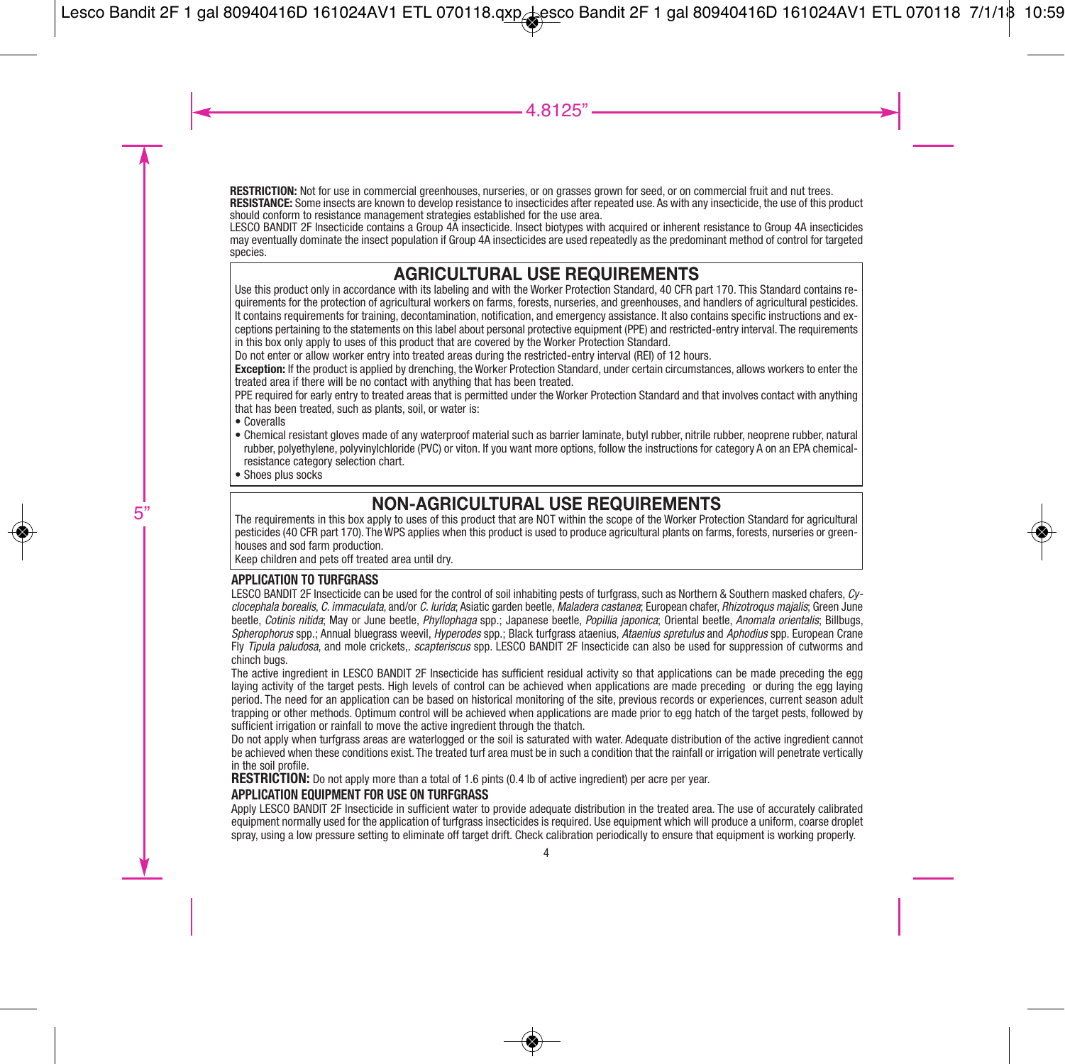**RESTRICTION:** Not for use in commercial greenhouses, nurseries, or on grasses grown for seed, or on commercial fruit and nut trees.

**RESISTANCE:** Some insects are known to develop resistance to insecticides after repeated use. As with any insecticide, the use of this product should conform to resistance management strategies established for the use area.

LESCO BANDIT 2F Insecticide contains a Group 4A insecticide. Insect biotypes with acquired or inherent resistance to Group 4A insecticides may eventually dominate the insect population if Group 4A insecticides are used repeatedly as the predominant method of control for targeted species.

## AGRICULTURAL USE REQUIREMENTS

Use this product only in accordance with its labeling and with the Worker Protection Standard, 40 CFR part 170. This Standard contains requirements for the protection of agricultural workers on farms, forests, nurseries, and greenhouses, and handlers of agricultural pesticides. It contains requirements for training, decontamination, notification, and emergency assistance. It also contains specific instructions and exceptions pertaining to the statements on this label about personal protective equipment (PPE) and restricted-entry interval. The requirements in this box only apply to uses of this product that are covered by the Worker Protection Standard.

Do not enter or allow worker entry into treated areas during the restricted-entry interval (REI) of 12 hours.

**Exception:** If the product is applied by drenching, the Worker Protection Standard, under certain circumstances, allows workers to enter the treated area if there will be no contact with anything that has been treated.

PPE required for early entry to treated areas that is permitted under the Worker Protection Standard and that involves contact with anything that has been treated, such as plants, soil, or water is:

- Coveralls
- Chemical resistant gloves made of any waterproof material such as barrier laminate, butyl rubber, nitrile rubber, neoprene rubber, natural rubber, polyethylene, polyvinylchloride (PVC) or viton. If you want more options, follow the instructions for category A on an EPA chemical-resistance category selection chart.
- Shoes plus socks

## NON-AGRICULTURAL USE REQUIREMENTS

The requirements in this box apply to uses of this product that are NOT within the scope of the Worker Protection Standard for agricultural pesticides (40 CFR part 170). The WPS applies when this product is used to produce agricultural plants on farms, forests, nurseries or greenhouses and sod farm production.

Keep children and pets off treated area until dry.

### APPLICATION TO TURFGRASS

LESCO BANDIT 2F Insecticide can be used for the control of soil inhabiting pests of turfgrass, such as Northern & Southern masked chafers, *Cyclocephala borealis*, *C. immaculata*, and/or *C. lurida*; Asiatic garden beetle, *Maladera castanea*; European chafer, *Rhizotroqus majalis*; Green June beetle, *Cotinis nitida*; May or June beetle, *Phyllophaga* spp.; Japanese beetle, *Popillia japonica*; Oriental beetle, *Anomala orientalis*; Billbugs, *Spherophorus* spp.; Annual bluegrass weevil, *Hyperodes* spp.; Black turfgrass ataenius, *Ataenius spretulus* and *Aphodius* spp. European Crane Fly *Tipula paludosa*, and mole crickets,. *scapteriscus* spp. LESCO BANDIT 2F Insecticide can also be used for suppression of cutworms and chinch bugs.

The active ingredient in LESCO BANDIT 2F Insecticide has sufficient residual activity so that applications can be made preceding the egg laying activity of the target pests. High levels of control can be achieved when applications are made preceding or during the egg laying period. The need for an application can be based on historical monitoring of the site, previous records or experiences, current season adult trapping or other methods. Optimum control will be achieved when applications are made prior to egg hatch of the target pests, followed by sufficient irrigation or rainfall to move the active ingredient through the thatch.

Do not apply when turfgrass areas are waterlogged or the soil is saturated with water. Adequate distribution of the active ingredient cannot be achieved when these conditions exist. The treated turf area must be in such a condition that the rainfall or irrigation will penetrate vertically in the soil profile.

**RESTRICTION:** Do not apply more than a total of 1.6 pints (0.4 lb of active ingredient) per acre per year.

### APPLICATION EQUIPMENT FOR USE ON TURFGRASS

Apply LESCO BANDIT 2F Insecticide in sufficient water to provide adequate distribution in the treated area. The use of accurately calibrated equipment normally used for the application of turfgrass insecticides is required. Use equipment which will produce a uniform, coarse droplet spray, using a low pressure setting to eliminate off target drift. Check calibration periodically to ensure that equipment is working properly.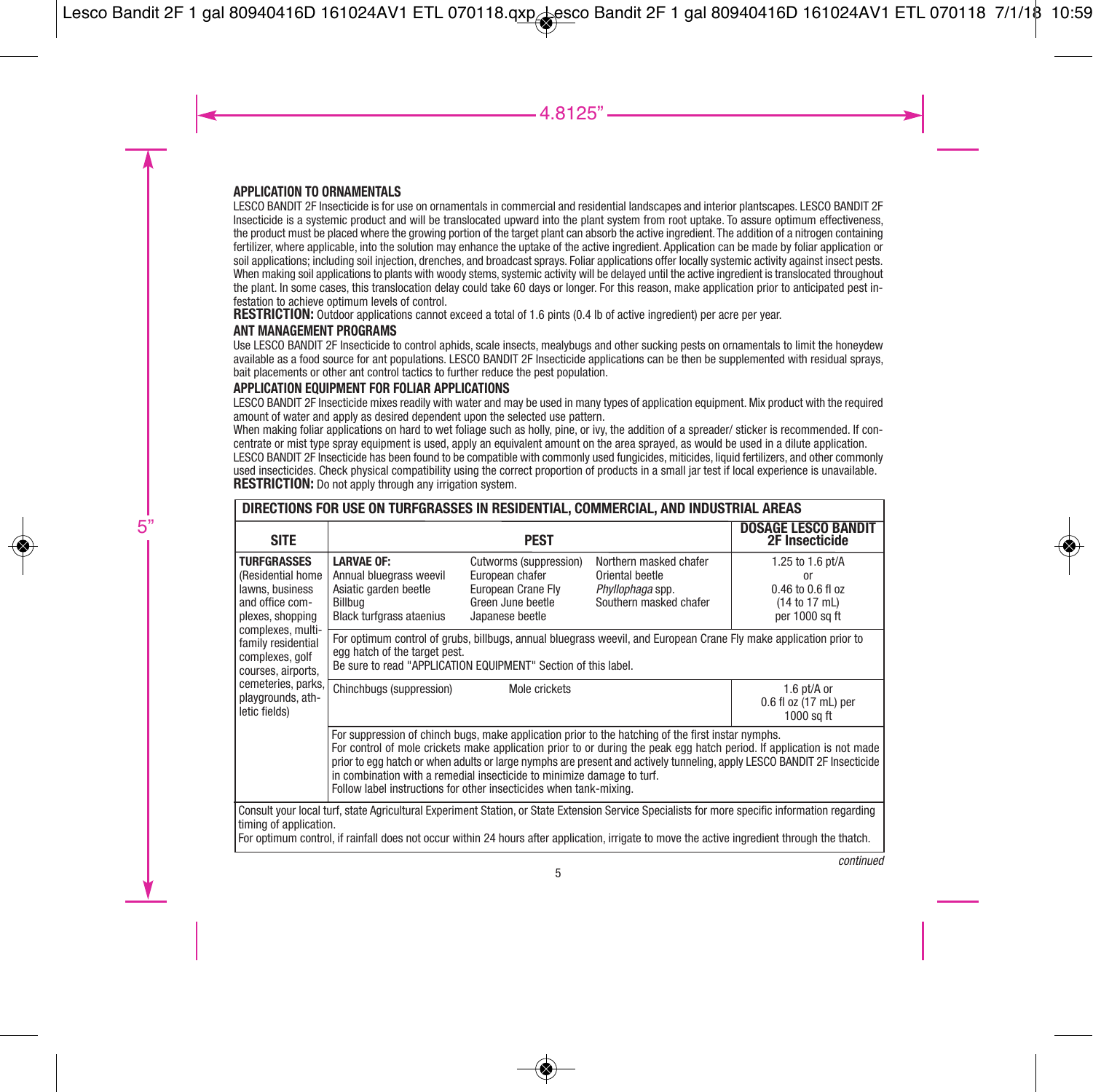### APPLICATION TO ORNAMENTALS

LESCO BANDIT 2F Insecticide is for use on ornamentals in commercial and residential landscapes and interior plantscapes. LESCO BANDIT 2F Insecticide is a systemic product and will be translocated upward into the plant system from root uptake. To assure optimum effectiveness, the product must be placed where the growing portion of the target plant can absorb the active ingredient. The addition of a nitrogen containing fertilizer, where applicable, into the solution may enhance the uptake of the active ingredient. Application can be made by foliar application or soil applications; including soil injection, drenches, and broadcast sprays. Foliar applications offer locally systemic activity against insect pests. When making soil applications to plants with woody stems, systemic activity will be delayed until the active ingredient is translocated throughout the plant. In some cases, this translocation delay could take 60 days or longer. For this reason, make application prior to anticipated pest infestation to achieve optimum levels of control.

**RESTRICTION:** Outdoor applications cannot exceed a total of 1.6 pints (0.4 lb of active ingredient) per acre per year.

### ANT MANAGEMENT PROGRAMS

Use LESCO BANDIT 2F Insecticide to control aphids, scale insects, mealybugs and other sucking pests on ornamentals to limit the honeydew available as a food source for ant populations. LESCO BANDIT 2F Insecticide applications can be then be supplemented with residual sprays, bait placements or other ant control tactics to further reduce the pest population.

### APPLICATION EQUIPMENT FOR FOLIAR APPLICATIONS

LESCO BANDIT 2F Insecticide mixes readily with water and may be used in many types of application equipment. Mix product with the required amount of water and apply as desired dependent upon the selected use pattern.

When making foliar applications on hard to wet foliage such as holly, pine, or ivy, the addition of a spreader/ sticker is recommended. If concentrate or mist type spray equipment is used, apply an equivalent amount on the area sprayed, as would be used in a dilute application.

LESCO BANDIT 2F Insecticide has been found to be compatible with commonly used fungicides, miticides, liquid fertilizers, and other commonly used insecticides. Check physical compatibility using the correct proportion of products in a small jar test if local experience is unavailable.

**RESTRICTION:** Do not apply through any irrigation system.

**DIRECTIONS FOR USE ON TURFGRASSES IN RESIDENTIAL, COMMERCIAL, AND INDUSTRIAL AREAS**

| SITE | PEST | | | DOSAGE LESCO BANDIT 2F Insecticide |
|---|---|---|---|---|
| **TURFGRASSES** (Residential home lawns, business and office complexes, shopping complexes, multi-family residential complexes, golf courses, airports, cemeteries, parks, playgrounds, athletic fields) | **LARVAE OF:** Annual bluegrass weevil, Asiatic garden beetle, Billbug, Black turfgrass ataenius | Cutworms (suppression), European chafer, European Crane Fly, Green June beetle, Japanese beetle | Northern masked chafer, Oriental beetle, *Phyllophaga* spp., Southern masked chafer | 1.25 to 1.6 pt/A or 0.46 to 0.6 fl oz (14 to 17 mL) per 1000 sq ft |
| | For optimum control of grubs, billbugs, annual bluegrass weevil, and European Crane Fly make application prior to egg hatch of the target pest. Be sure to read "APPLICATION EQUIPMENT" Section of this label. | | | |
| | Chinchbugs (suppression) | Mole crickets | | 1.6 pt/A or 0.6 fl oz (17 mL) per 1000 sq ft |
| | For suppression of chinch bugs, make application prior to the hatching of the first instar nymphs. For control of mole crickets make application prior to or during the peak egg hatch period. If application is not made prior to egg hatch or when adults or large nymphs are present and actively tunneling, apply LESCO BANDIT 2F Insecticide in combination with a remedial insecticide to minimize damage to turf. Follow label instructions for other insecticides when tank-mixing. | | | |
| Consult your local turf, state Agricultural Experiment Station, or State Extension Service Specialists for more specific information regarding timing of application. For optimum control, if rainfall does not occur within 24 hours after application, irrigate to move the active ingredient through the thatch. | | | | |

*continued*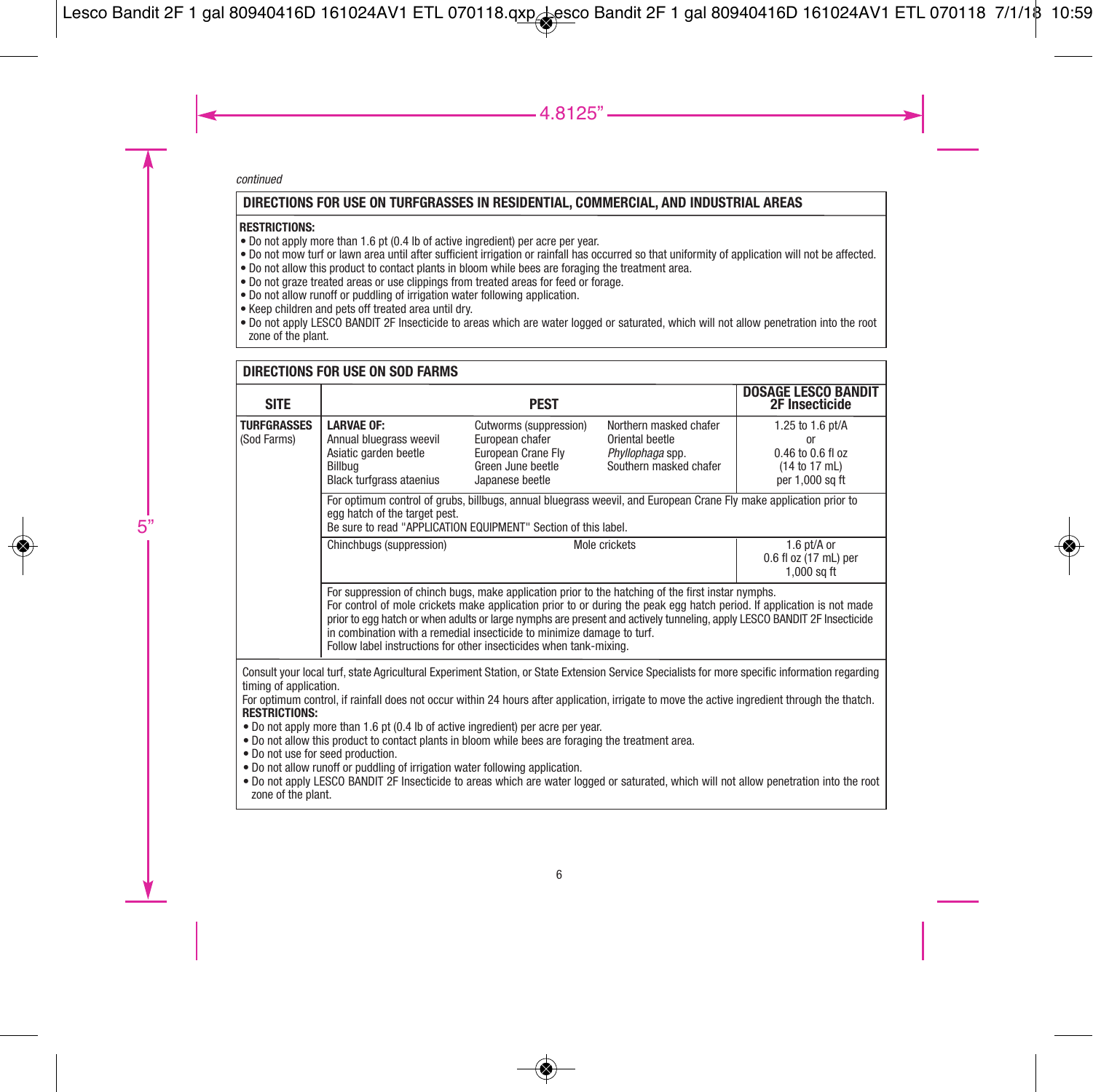*continued*

## DIRECTIONS FOR USE ON TURFGRASSES IN RESIDENTIAL, COMMERCIAL, AND INDUSTRIAL AREAS

**RESTRICTIONS:**

- Do not apply more than 1.6 pt (0.4 lb of active ingredient) per acre per year.
- Do not mow turf or lawn area until after sufficient irrigation or rainfall has occurred so that uniformity of application will not be affected.
- Do not allow this product to contact plants in bloom while bees are foraging the treatment area.
- Do not graze treated areas or use clippings from treated areas for feed or forage.
- Do not allow runoff or puddling of irrigation water following application.
- Keep children and pets off treated area until dry.
- Do not apply LESCO BANDIT 2F Insecticide to areas which are water logged or saturated, which will not allow penetration into the root zone of the plant.

## DIRECTIONS FOR USE ON SOD FARMS

| SITE | PEST | | | DOSAGE LESCO BANDIT 2F Insecticide |
|---|---|---|---|---|
| **TURFGRASSES** (Sod Farms) | **LARVAE OF:** Annual bluegrass weevil, Asiatic garden beetle, Billbug, Black turfgrass ataenius | Cutworms (suppression), European chafer, European Crane Fly, Green June beetle, Japanese beetle | Northern masked chafer, Oriental beetle, *Phyllophaga* spp., Southern masked chafer | 1.25 to 1.6 pt/A or 0.46 to 0.6 fl oz (14 to 17 mL) per 1,000 sq ft |
| | For optimum control of grubs, billbugs, annual bluegrass weevil, and European Crane Fly make application prior to egg hatch of the target pest. Be sure to read "APPLICATION EQUIPMENT" Section of this label. | | | |
| | Chinchbugs (suppression) | Mole crickets | | 1.6 pt/A or 0.6 fl oz (17 mL) per 1,000 sq ft |
| | For suppression of chinch bugs, make application prior to the hatching of the first instar nymphs. For control of mole crickets make application prior to or during the peak egg hatch period. If application is not made prior to egg hatch or when adults or large nymphs are present and actively tunneling, apply LESCO BANDIT 2F Insecticide in combination with a remedial insecticide to minimize damage to turf. Follow label instructions for other insecticides when tank-mixing. | | | |

Consult your local turf, state Agricultural Experiment Station, or State Extension Service Specialists for more specific information regarding timing of application.

For optimum control, if rainfall does not occur within 24 hours after application, irrigate to move the active ingredient through the thatch.

**RESTRICTIONS:**

- Do not apply more than 1.6 pt (0.4 lb of active ingredient) per acre per year.
- Do not allow this product to contact plants in bloom while bees are foraging the treatment area.
- Do not use for seed production.
- Do not allow runoff or puddling of irrigation water following application.
- Do not apply LESCO BANDIT 2F Insecticide to areas which are water logged or saturated, which will not allow penetration into the root zone of the plant.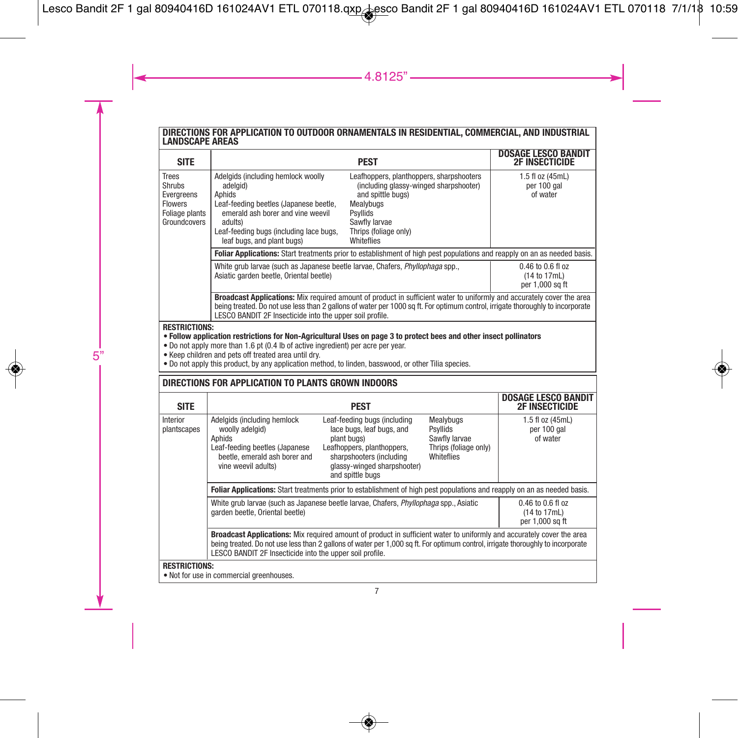## DIRECTIONS FOR APPLICATION TO OUTDOOR ORNAMENTALS IN RESIDENTIAL, COMMERCIAL, AND INDUSTRIAL LANDSCAPE AREAS

| SITE | PEST | DOSAGE LESCO BANDIT 2F INSECTICIDE |
|---|---|---|
| Trees<br>Shrubs<br>Evergreens<br>Flowers<br>Foliage plants<br>Groundcovers | Adelgids (including hemlock woolly adelgid)<br>Aphids<br>Leaf-feeding beetles (Japanese beetle, emerald ash borer and vine weevil adults)<br>Leaf-feeding bugs (including lace bugs, leaf bugs, and plant bugs)<br>Leafhoppers, planthoppers, sharpshooters (including glassy-winged sharpshooter) and spittle bugs)<br>Mealybugs<br>Psyllids<br>Sawfly larvae<br>Thrips (foliage only)<br>Whiteflies | 1.5 fl oz (45mL) per 100 gal of water |
| | **Foliar Applications:** Start treatments prior to establishment of high pest populations and reapply on an as needed basis. | |
| | White grub larvae (such as Japanese beetle larvae, Chafers, *Phyllophaga* spp., Asiatic garden beetle, Oriental beetle) | 0.46 to 0.6 fl oz (14 to 17mL) per 1,000 sq ft |
| | **Broadcast Applications:** Mix required amount of product in sufficient water to uniformly and accurately cover the area being treated. Do not use less than 2 gallons of water per 1000 sq ft. For optimum control, irrigate thoroughly to incorporate LESCO BANDIT 2F Insecticide into the upper soil profile. | |

**RESTRICTIONS:**
- **Follow application restrictions for Non-Agricultural Uses on page 3 to protect bees and other insect pollinators**
- Do not apply more than 1.6 pt (0.4 lb of active ingredient) per acre per year.
- Keep children and pets off treated area until dry.
- Do not apply this product, by any application method, to linden, basswood, or other Tilia species.

## DIRECTIONS FOR APPLICATION TO PLANTS GROWN INDOORS

| SITE | PEST | DOSAGE LESCO BANDIT 2F INSECTICIDE |
|---|---|---|
| Interior plantscapes | Adelgids (including hemlock woolly adelgid)<br>Aphids<br>Leaf-feeding beetles (Japanese beetle, emerald ash borer and vine weevil adults)<br>Leaf-feeding bugs (including lace bugs, leaf bugs, and plant bugs)<br>Leafhoppers, planthoppers, sharpshooters (including glassy-winged sharpshooter) and spittle bugs<br>Mealybugs<br>Psyllids<br>Sawfly larvae<br>Thrips (foliage only)<br>Whiteflies | 1.5 fl oz (45mL) per 100 gal of water |
| | **Foliar Applications:** Start treatments prior to establishment of high pest populations and reapply on an as needed basis. | |
| | White grub larvae (such as Japanese beetle larvae, Chafers, *Phyllophaga* spp., Asiatic garden beetle, Oriental beetle) | 0.46 to 0.6 fl oz (14 to 17mL) per 1,000 sq ft |
| | **Broadcast Applications:** Mix required amount of product in sufficient water to uniformly and accurately cover the area being treated. Do not use less than 2 gallons of water per 1,000 sq ft. For optimum control, irrigate thoroughly to incorporate LESCO BANDIT 2F Insecticide into the upper soil profile. | |

**RESTRICTIONS:**
- Not for use in commercial greenhouses.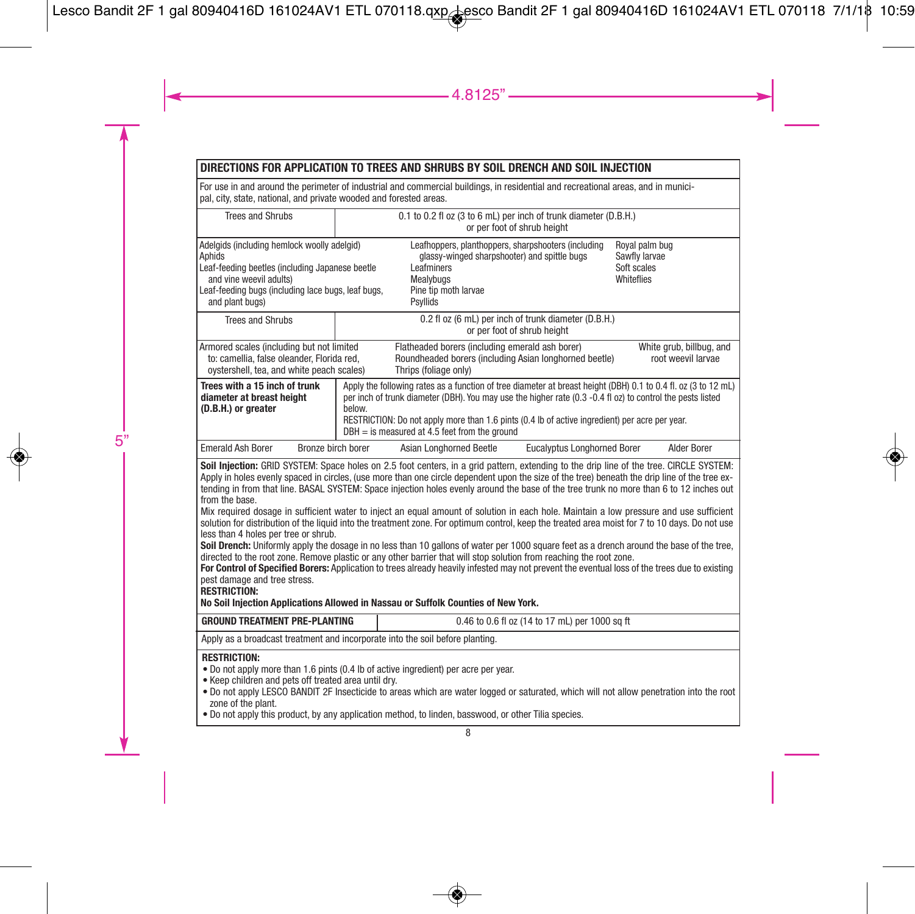## DIRECTIONS FOR APPLICATION TO TREES AND SHRUBS BY SOIL DRENCH AND SOIL INJECTION

For use in and around the perimeter of industrial and commercial buildings, in residential and recreational areas, and in municipal, city, state, national, and private wooded and forested areas.

| Trees and Shrubs | 0.1 to 0.2 fl oz (3 to 6 mL) per inch of trunk diameter (D.B.H.) or per foot of shrub height |
|---|---|

Adelgids (including hemlock woolly adelgid)
Aphids
Leaf-feeding beetles (including Japanese beetle and vine weevil adults)
Leaf-feeding bugs (including lace bugs, leaf bugs, and plant bugs)
Leafhoppers, planthoppers, sharpshooters (including glassy-winged sharpshooter) and spittle bugs
Leafminers
Mealybugs
Pine tip moth larvae
Psyllids
Royal palm bug
Sawfly larvae
Soft scales
Whiteflies

| Trees and Shrubs | 0.2 fl oz (6 mL) per inch of trunk diameter (D.B.H.) or per foot of shrub height |
|---|---|

Armored scales (including but not limited to: camellia, false oleander, Florida red, oystershell, tea, and white peach scales)
Flatheaded borers (including emerald ash borer)
Roundheaded borers (including Asian longhorned beetle)
Thrips (foliage only)
White grub, billbug, and root weevil larvae

| **Trees with a 15 inch of trunk diameter at breast height (D.B.H.) or greater** | Apply the following rates as a function of tree diameter at breast height (DBH) 0.1 to 0.4 fl. oz (3 to 12 mL) per inch of trunk diameter (DBH). You may use the higher rate (0.3 -0.4 fl oz) to control the pests listed below. RESTRICTION: Do not apply more than 1.6 pints (0.4 lb of active ingredient) per acre per year. DBH = is measured at 4.5 feet from the ground |
|---|---|

Emerald Ash Borer Bronze birch borer Asian Longhorned Beetle Eucalyptus Longhorned Borer Alder Borer

**Soil Injection:** GRID SYSTEM: Space holes on 2.5 foot centers, in a grid pattern, extending to the drip line of the tree. CIRCLE SYSTEM: Apply in holes evenly spaced in circles, (use more than one circle dependent upon the size of the tree) beneath the drip line of the tree extending in from that line. BASAL SYSTEM: Space injection holes evenly around the base of the tree trunk no more than 6 to 12 inches out from the base.

Mix required dosage in sufficient water to inject an equal amount of solution in each hole. Maintain a low pressure and use sufficient solution for distribution of the liquid into the treatment zone. For optimum control, keep the treated area moist for 7 to 10 days. Do not use less than 4 holes per tree or shrub.

**Soil Drench:** Uniformly apply the dosage in no less than 10 gallons of water per 1000 square feet as a drench around the base of the tree, directed to the root zone. Remove plastic or any other barrier that will stop solution from reaching the root zone.

**For Control of Specified Borers:** Application to trees already heavily infested may not prevent the eventual loss of the trees due to existing pest damage and tree stress.

**RESTRICTION:**
**No Soil Injection Applications Allowed in Nassau or Suffolk Counties of New York.**

| **GROUND TREATMENT PRE-PLANTING** | 0.46 to 0.6 fl oz (14 to 17 mL) per 1000 sq ft |
|---|---|

Apply as a broadcast treatment and incorporate into the soil before planting.

**RESTRICTION:**
- Do not apply more than 1.6 pints (0.4 lb of active ingredient) per acre per year.
- Keep children and pets off treated area until dry.
- Do not apply LESCO BANDIT 2F Insecticide to areas which are water logged or saturated, which will not allow penetration into the root zone of the plant.
- Do not apply this product, by any application method, to linden, basswood, or other Tilia species.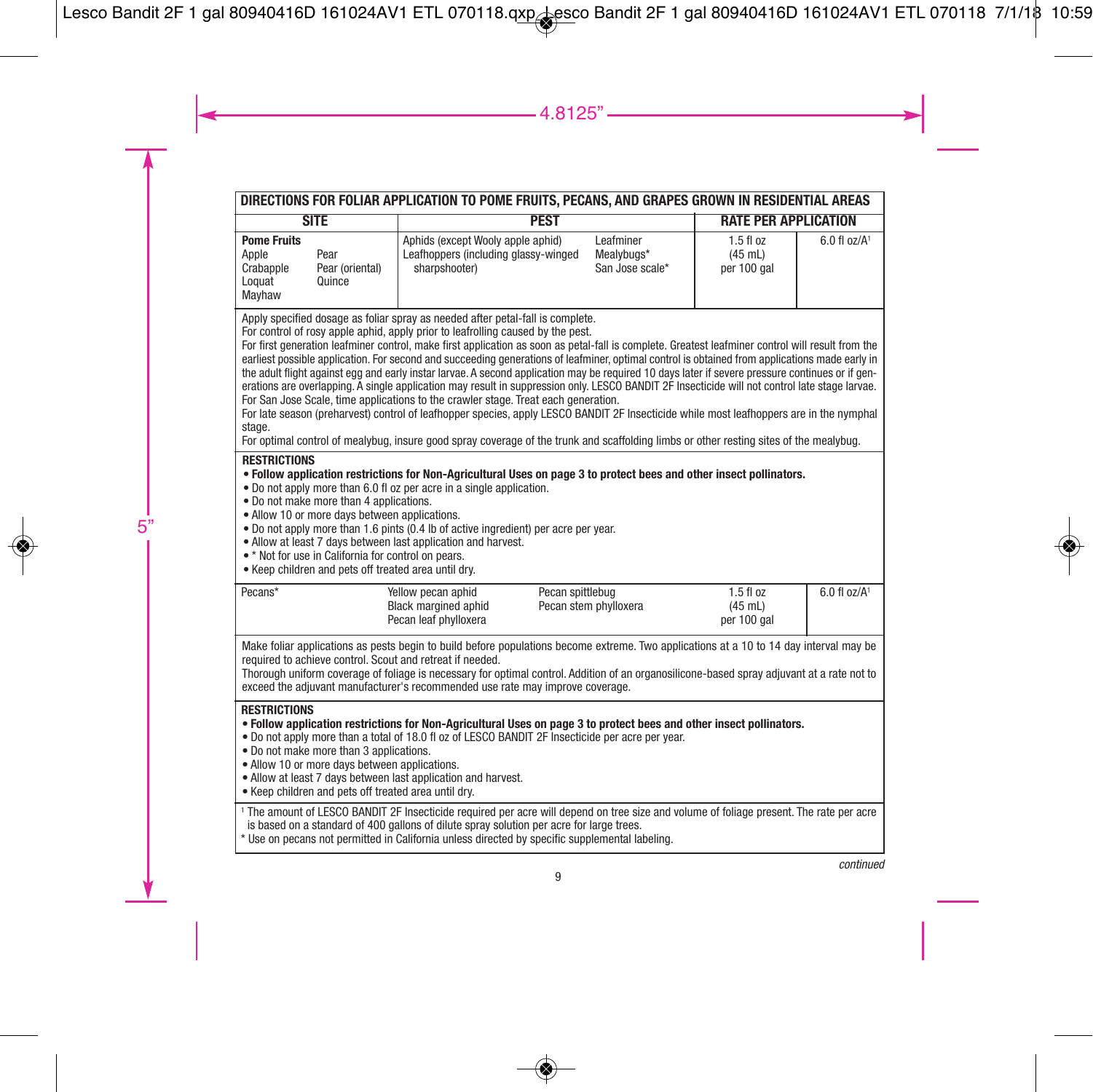## DIRECTIONS FOR FOLIAR APPLICATION TO POME FRUITS, PECANS, AND GRAPES GROWN IN RESIDENTIAL AREAS

| SITE | PEST | RATE PER APPLICATION | |
|---|---|---|---|
| **Pome Fruits**<br>Apple, Crabapple, Loquat, Mayhaw, Pear, Pear (oriental), Quince | Aphids (except Wooly apple aphid)<br>Leafhoppers (including glassy-winged sharpshooter)<br>Leafminer<br>Mealybugs*<br>San Jose scale* | 1.5 fl oz (45 mL) per 100 gal | 6.0 fl oz/A[1] |

Apply specified dosage as foliar spray as needed after petal-fall is complete.
For control of rosy apple aphid, apply prior to leafrolling caused by the pest.
For first generation leafminer control, make first application as soon as petal-fall is complete. Greatest leafminer control will result from the earliest possible application. For second and succeeding generations of leafminer, optimal control is obtained from applications made early in the adult flight against egg and early instar larvae. A second application may be required 10 days later if severe pressure continues or if generations are overlapping. A single application may result in suppression only. LESCO BANDIT 2F Insecticide will not control late stage larvae.
For San Jose Scale, time applications to the crawler stage. Treat each generation.
For late season (preharvest) control of leafhopper species, apply LESCO BANDIT 2F Insecticide while most leafhoppers are in the nymphal stage.
For optimal control of mealybug, insure good spray coverage of the trunk and scaffolding limbs or other resting sites of the mealybug.

**RESTRICTIONS**
- **Follow application restrictions for Non-Agricultural Uses on page 3 to protect bees and other insect pollinators.**
- Do not apply more than 6.0 fl oz per acre in a single application.
- Do not make more than 4 applications.
- Allow 10 or more days between applications.
- Do not apply more than 1.6 pints (0.4 lb of active ingredient) per acre per year.
- Allow at least 7 days between last application and harvest.
- * Not for use in California for control on pears.
- Keep children and pets off treated area until dry.

| SITE | PEST | RATE PER APPLICATION | |
|---|---|---|---|
| Pecans* | Yellow pecan aphid<br>Black margined aphid<br>Pecan leaf phylloxera<br>Pecan spittlebug<br>Pecan stem phylloxera | 1.5 fl oz (45 mL) per 100 gal | 6.0 fl oz/A[1] |

Make foliar applications as pests begin to build before populations become extreme. Two applications at a 10 to 14 day interval may be required to achieve control. Scout and retreat if needed.
Thorough uniform coverage of foliage is necessary for optimal control. Addition of an organosilicone-based spray adjuvant at a rate not to exceed the adjuvant manufacturer's recommended use rate may improve coverage.

**RESTRICTIONS**
- **Follow application restrictions for Non-Agricultural Uses on page 3 to protect bees and other insect pollinators.**
- Do not apply more than a total of 18.0 fl oz of LESCO BANDIT 2F Insecticide per acre per year.
- Do not make more than 3 applications.
- Allow 10 or more days between applications.
- Allow at least 7 days between last application and harvest.
- Keep children and pets off treated area until dry.

[1] The amount of LESCO BANDIT 2F Insecticide required per acre will depend on tree size and volume of foliage present. The rate per acre is based on a standard of 400 gallons of dilute spray solution per acre for large trees.
* Use on pecans not permitted in California unless directed by specific supplemental labeling.

*continued*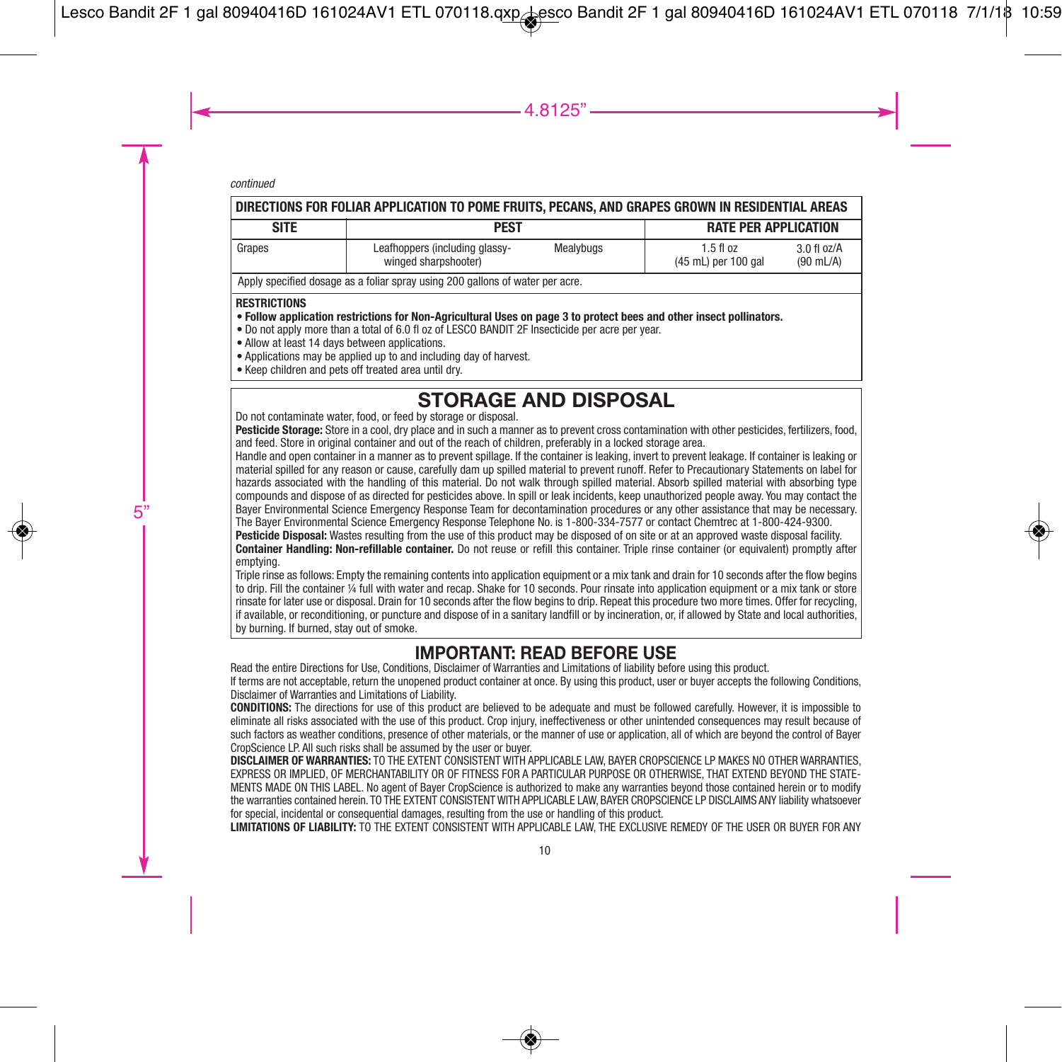*continued*

| DIRECTIONS FOR FOLIAR APPLICATION TO POME FRUITS, PECANS, AND GRAPES GROWN IN RESIDENTIAL AREAS | | | | |
|---|---|---|---|---|
| **SITE** | **PEST** | | **RATE PER APPLICATION** | |
| Grapes | Leafhoppers (including glassy-winged sharpshooter) | Mealybugs | 1.5 fl oz (45 mL) per 100 gal | 3.0 fl oz/A (90 mL/A) |
| Apply specified dosage as a foliar spray using 200 gallons of water per acre. | | | | |

**RESTRICTIONS**

- **Follow application restrictions for Non-Agricultural Uses on page 3 to protect bees and other insect pollinators.**
- Do not apply more than a total of 6.0 fl oz of LESCO BANDIT 2F Insecticide per acre per year.
- Allow at least 14 days between applications.
- Applications may be applied up to and including day of harvest.
- Keep children and pets off treated area until dry.

## STORAGE AND DISPOSAL

Do not contaminate water, food, or feed by storage or disposal.

**Pesticide Storage:** Store in a cool, dry place and in such a manner as to prevent cross contamination with other pesticides, fertilizers, food, and feed. Store in original container and out of the reach of children, preferably in a locked storage area.

Handle and open container in a manner as to prevent spillage. If the container is leaking, invert to prevent leakage. If container is leaking or material spilled for any reason or cause, carefully dam up spilled material to prevent runoff. Refer to Precautionary Statements on label for hazards associated with the handling of this material. Do not walk through spilled material. Absorb spilled material with absorbing type compounds and dispose of as directed for pesticides above. In spill or leak incidents, keep unauthorized people away. You may contact the Bayer Environmental Science Emergency Response Team for decontamination procedures or any other assistance that may be necessary. The Bayer Environmental Science Emergency Response Telephone No. is 1-800-334-7577 or contact Chemtrec at 1-800-424-9300.

**Pesticide Disposal:** Wastes resulting from the use of this product may be disposed of on site or at an approved waste disposal facility.

**Container Handling: Non-refillable container.** Do not reuse or refill this container. Triple rinse container (or equivalent) promptly after emptying.

Triple rinse as follows: Empty the remaining contents into application equipment or a mix tank and drain for 10 seconds after the flow begins to drip. Fill the container ¼ full with water and recap. Shake for 10 seconds. Pour rinsate into application equipment or a mix tank or store rinsate for later use or disposal. Drain for 10 seconds after the flow begins to drip. Repeat this procedure two more times. Offer for recycling, if available, or reconditioning, or puncture and dispose of in a sanitary landfill or by incineration, or, if allowed by State and local authorities, by burning. If burned, stay out of smoke.

## IMPORTANT: READ BEFORE USE

Read the entire Directions for Use, Conditions, Disclaimer of Warranties and Limitations of liability before using this product.

If terms are not acceptable, return the unopened product container at once. By using this product, user or buyer accepts the following Conditions, Disclaimer of Warranties and Limitations of Liability.

**CONDITIONS:** The directions for use of this product are believed to be adequate and must be followed carefully. However, it is impossible to eliminate all risks associated with the use of this product. Crop injury, ineffectiveness or other unintended consequences may result because of such factors as weather conditions, presence of other materials, or the manner of use or application, all of which are beyond the control of Bayer CropScience LP. All such risks shall be assumed by the user or buyer.

**DISCLAIMER OF WARRANTIES:** TO THE EXTENT CONSISTENT WITH APPLICABLE LAW, BAYER CROPSCIENCE LP MAKES NO OTHER WARRANTIES, EXPRESS OR IMPLIED, OF MERCHANTABILITY OR OF FITNESS FOR A PARTICULAR PURPOSE OR OTHERWISE, THAT EXTEND BEYOND THE STATEMENTS MADE ON THIS LABEL. No agent of Bayer CropScience is authorized to make any warranties beyond those contained herein or to modify the warranties contained herein. TO THE EXTENT CONSISTENT WITH APPLICABLE LAW, BAYER CROPSCIENCE LP DISCLAIMS ANY liability whatsoever for special, incidental or consequential damages, resulting from the use or handling of this product.

**LIMITATIONS OF LIABILITY:** TO THE EXTENT CONSISTENT WITH APPLICABLE LAW, THE EXCLUSIVE REMEDY OF THE USER OR BUYER FOR ANY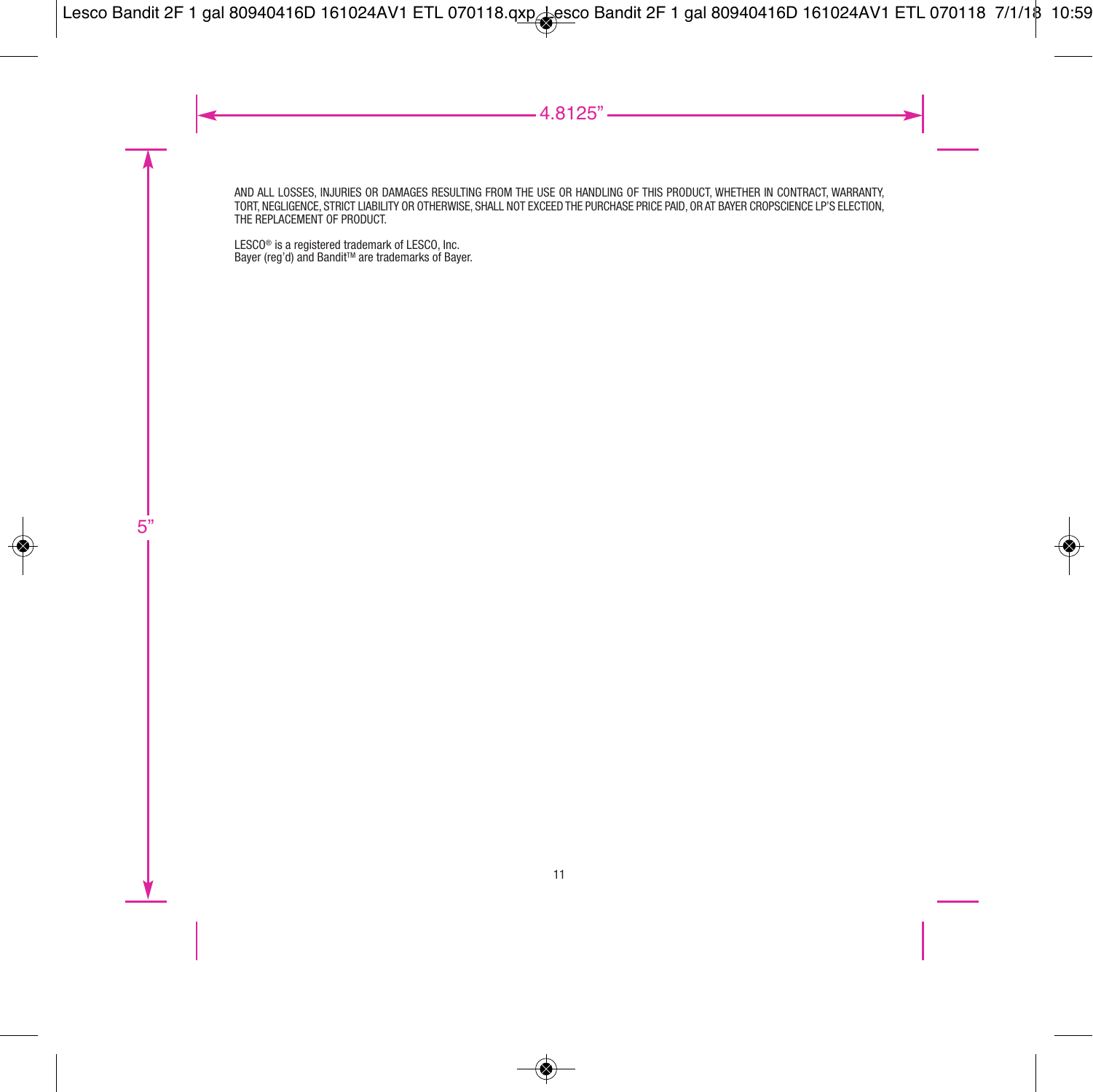AND ALL LOSSES, INJURIES OR DAMAGES RESULTING FROM THE USE OR HANDLING OF THIS PRODUCT, WHETHER IN CONTRACT, WARRANTY, TORT, NEGLIGENCE, STRICT LIABILITY OR OTHERWISE, SHALL NOT EXCEED THE PURCHASE PRICE PAID, OR AT BAYER CROPSCIENCE LP'S ELECTION, THE REPLACEMENT OF PRODUCT.

LESCO® is a registered trademark of LESCO, Inc.
Bayer (reg'd) and Bandit™ are trademarks of Bayer.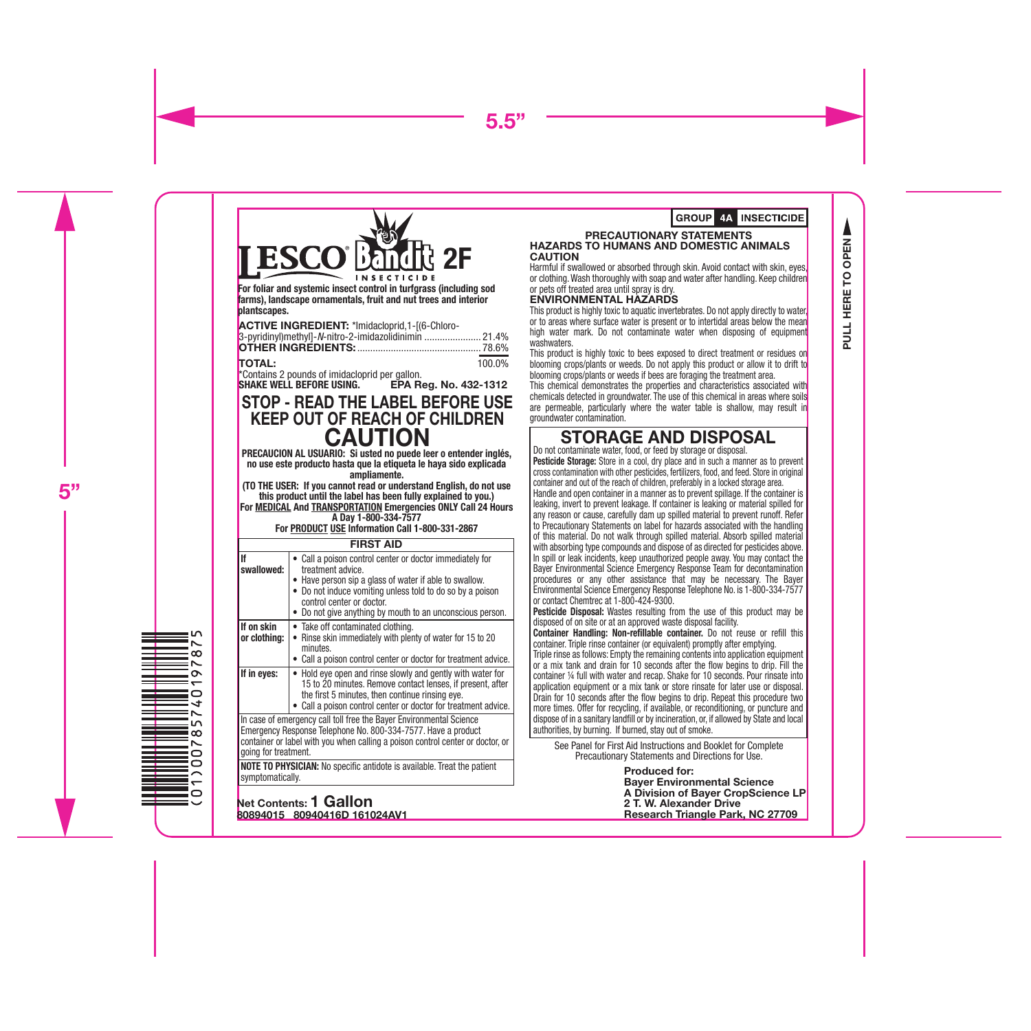# LESCO® Bandit 2F

INSECTICIDE

**For foliar and systemic insect control in turfgrass (including sod farms), landscape ornamentals, fruit and nut trees and interior plantscapes.**

| | |
|---|---|
| **ACTIVE INGREDIENT:** *Imidacloprid,1-[(6-Chloro-3-pyridinyl)methyl]-*N*-nitro-2-imidazolidinimin | 21.4% |
| **OTHER INGREDIENTS:** | 78.6% |
| **TOTAL:** | 100.0% |

*Contains 2 pounds of imidacloprid per gallon.

**SHAKE WELL BEFORE USING.** **EPA Reg. No. 432-1312**

## STOP - READ THE LABEL BEFORE USE
## KEEP OUT OF REACH OF CHILDREN
## CAUTION

**PRECAUCION AL USUARIO: Si usted no puede leer o entender inglés, no use este producto hasta que la etiqueta le haya sido explicada ampliamente.**

**(TO THE USER: If you cannot read or understand English, do not use this product until the label has been fully explained to you.)**

**For MEDICAL And TRANSPORTATION Emergencies ONLY Call 24 Hours A Day 1-800-334-7577**

**For PRODUCT USE Information Call 1-800-331-2867**

| FIRST AID | |
|---|---|
| **If swallowed:** | • Call a poison control center or doctor immediately for treatment advice.<br>• Have person sip a glass of water if able to swallow.<br>• Do not induce vomiting unless told to do so by a poison control center or doctor.<br>• Do not give anything by mouth to an unconscious person. |
| **If on skin or clothing:** | • Take off contaminated clothing.<br>• Rinse skin immediately with plenty of water for 15 to 20 minutes.<br>• Call a poison control center or doctor for treatment advice. |
| **If in eyes:** | • Hold eye open and rinse slowly and gently with water for 15 to 20 minutes. Remove contact lenses, if present, after the first 5 minutes, then continue rinsing eye.<br>• Call a poison control center or doctor for treatment advice. |

In case of emergency call toll free the Bayer Environmental Science Emergency Response Telephone No. 800-334-7577. Have a product container or label with you when calling a poison control center or doctor, or going for treatment.

**NOTE TO PHYSICIAN:** No specific antidote is available. Treat the patient symptomatically.

**Net Contents: 1 Gallon**

**80894015 80940416D 161024AV1**

(01)00785740197875

**GROUP 4A INSECTICIDE**

**PULL HERE TO OPEN**

### PRECAUTIONARY STATEMENTS
### HAZARDS TO HUMANS AND DOMESTIC ANIMALS
**CAUTION**

Harmful if swallowed or absorbed through skin. Avoid contact with skin, eyes, or clothing. Wash thoroughly with soap and water after handling. Keep children or pets off treated area until spray is dry.

### ENVIRONMENTAL HAZARDS

This product is highly toxic to aquatic invertebrates. Do not apply directly to water, or to areas where surface water is present or to intertidal areas below the mean high water mark. Do not contaminate water when disposing of equipment washwaters.

This product is highly toxic to bees exposed to direct treatment or residues on blooming crops/plants or weeds. Do not apply this product or allow it to drift to blooming crops/plants or weeds if bees are foraging the treatment area.

This chemical demonstrates the properties and characteristics associated with chemicals detected in groundwater. The use of this chemical in areas where soils are permeable, particularly where the water table is shallow, may result in groundwater contamination.

## STORAGE AND DISPOSAL

Do not contaminate water, food, or feed by storage or disposal.

**Pesticide Storage:** Store in a cool, dry place and in such a manner as to prevent cross contamination with other pesticides, fertilizers, food, and feed. Store in original container and out of the reach of children, preferably in a locked storage area. Handle and open container in a manner as to prevent spillage. If the container is leaking, invert to prevent leakage. If container is leaking or material spilled for any reason or cause, carefully dam up spilled material to prevent runoff. Refer to Precautionary Statements on label for hazards associated with the handling of this material. Do not walk through spilled material. Absorb spilled material with absorbing type compounds and dispose of as directed for pesticides above. In spill or leak incidents, keep unauthorized people away. You may contact the Bayer Environmental Science Emergency Response Team for decontamination procedures or any other assistance that may be necessary. The Bayer Environmental Science Emergency Response Telephone No. is 1-800-334-7577 or contact Chemtrec at 1-800-424-9300.

**Pesticide Disposal:** Wastes resulting from the use of this product may be disposed of on site or at an approved waste disposal facility.

**Container Handling: Non-refillable container.** Do not reuse or refill this container. Triple rinse container (or equivalent) promptly after emptying. Triple rinse as follows: Empty the remaining contents into application equipment or a mix tank and drain for 10 seconds after the flow begins to drip. Fill the container ¼ full with water and recap. Shake for 10 seconds. Pour rinsate into application equipment or a mix tank or store rinsate for later use or disposal. Drain for 10 seconds after the flow begins to drip. Repeat this procedure two more times. Offer for recycling, if available, or reconditioning, or puncture and dispose of in a sanitary landfill or by incineration, or, if allowed by State and local authorities, by burning. If burned, stay out of smoke.

See Panel for First Aid Instructions and Booklet for Complete Precautionary Statements and Directions for Use.

**Produced for:**
**Bayer Environmental Science**
**A Division of Bayer CropScience LP**
**2 T. W. Alexander Drive**
**Research Triangle Park, NC 27709**